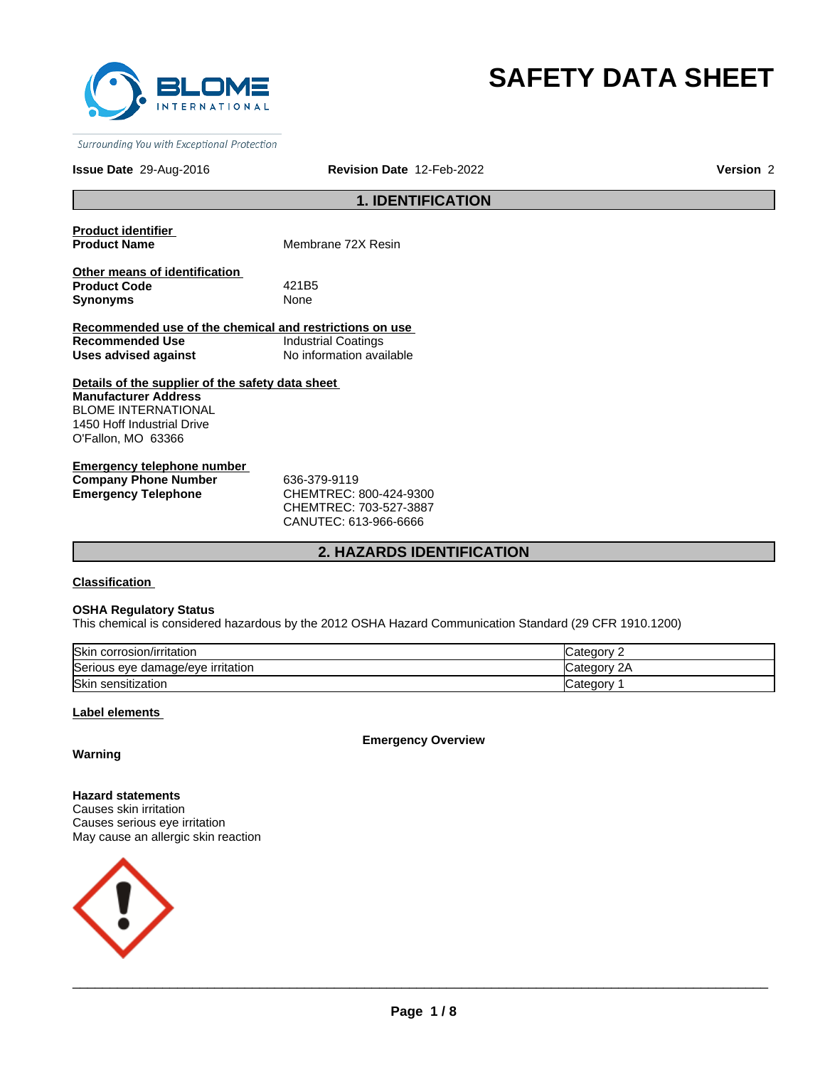BLOME INTERNATIONAL

*Surrounding You with Exceptional Protection*

# SAFETY DATA SHEET

**Issue Date** 29-Aug-2016 **Revision Date** 12-Feb-2022 **Version** 2

## 1. IDENTIFICATION

**Product identifier**

| | |
|---|---|
| **Product Name** | Membrane 72X Resin |

**Other means of identification**

| | |
|---|---|
| **Product Code** | 421B5 |
| **Synonyms** | None |

**Recommended use of the chemical and restrictions on use**

| | |
|---|---|
| **Recommended Use** | Industrial Coatings |
| **Uses advised against** | No information available |

**Details of the supplier of the safety data sheet**

**Manufacturer Address**
BLOME INTERNATIONAL
1450 Hoff Industrial Drive
O'Fallon, MO 63366

**Emergency telephone number**

| | |
|---|---|
| **Company Phone Number** | 636-379-9119 |
| **Emergency Telephone** | CHEMTREC: 800-424-9300<br>CHEMTREC: 703-527-3887<br>CANUTEC: 613-966-6666 |

## 2. HAZARDS IDENTIFICATION

**Classification**

**OSHA Regulatory Status**
This chemical is considered hazardous by the 2012 OSHA Hazard Communication Standard (29 CFR 1910.1200)

| | |
|---|---|
| Skin corrosion/irritation | Category 2 |
| Serious eye damage/eye irritation | Category 2A |
| Skin sensitization | Category 1 |

**Label elements**

**Emergency Overview**

**Warning**

**Hazard statements**
Causes skin irritation
Causes serious eye irritation
May cause an allergic skin reaction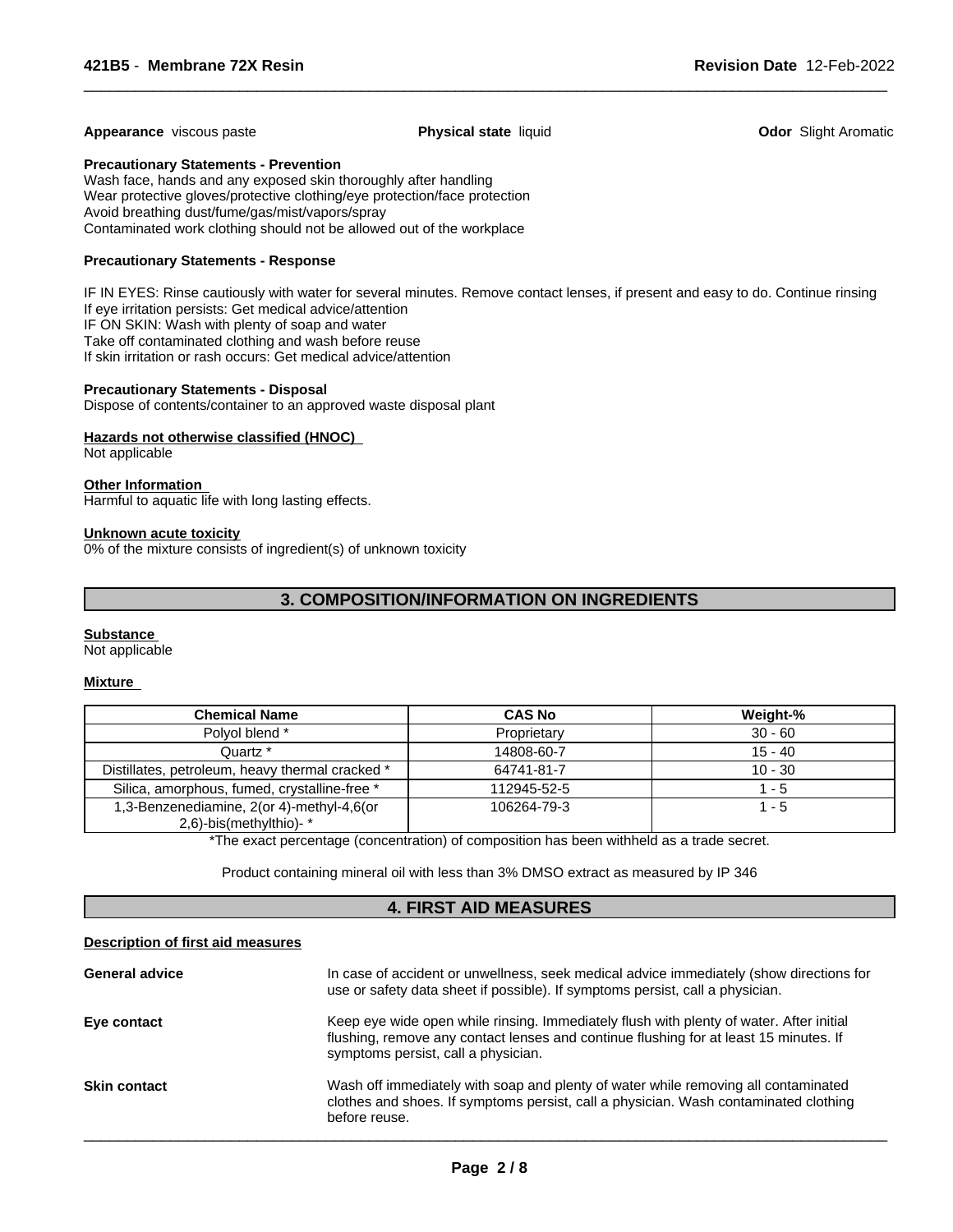**Appearance** viscous paste **Physical state** liquid **Odor** Slight Aromatic

**Precautionary Statements - Prevention**

Wash face, hands and any exposed skin thoroughly after handling
Wear protective gloves/protective clothing/eye protection/face protection
Avoid breathing dust/fume/gas/mist/vapors/spray
Contaminated work clothing should not be allowed out of the workplace

**Precautionary Statements - Response**

IF IN EYES: Rinse cautiously with water for several minutes. Remove contact lenses, if present and easy to do. Continue rinsing
If eye irritation persists: Get medical advice/attention
IF ON SKIN: Wash with plenty of soap and water
Take off contaminated clothing and wash before reuse
If skin irritation or rash occurs: Get medical advice/attention

**Precautionary Statements - Disposal**

Dispose of contents/container to an approved waste disposal plant

**Hazards not otherwise classified (HNOC)**

Not applicable

**Other Information**

Harmful to aquatic life with long lasting effects.

**Unknown acute toxicity**

0% of the mixture consists of ingredient(s) of unknown toxicity

## 3. COMPOSITION/INFORMATION ON INGREDIENTS

**Substance**

Not applicable

**Mixture**

| Chemical Name | CAS No | Weight-% |
|---|---|---|
| Polyol blend * | Proprietary | 30 - 60 |
| Quartz * | 14808-60-7 | 15 - 40 |
| Distillates, petroleum, heavy thermal cracked * | 64741-81-7 | 10 - 30 |
| Silica, amorphous, fumed, crystalline-free * | 112945-52-5 | 1 - 5 |
| 1,3-Benzenediamine, 2(or 4)-methyl-4,6(or 2,6)-bis(methylthio)- * | 106264-79-3 | 1 - 5 |

*The exact percentage (concentration) of composition has been withheld as a trade secret.

Product containing mineral oil with less than 3% DMSO extract as measured by IP 346

## 4. FIRST AID MEASURES

**Description of first aid measures**

**General advice** In case of accident or unwellness, seek medical advice immediately (show directions for use or safety data sheet if possible). If symptoms persist, call a physician.

**Eye contact** Keep eye wide open while rinsing. Immediately flush with plenty of water. After initial flushing, remove any contact lenses and continue flushing for at least 15 minutes. If symptoms persist, call a physician.

**Skin contact** Wash off immediately with soap and plenty of water while removing all contaminated clothes and shoes. If symptoms persist, call a physician. Wash contaminated clothing before reuse.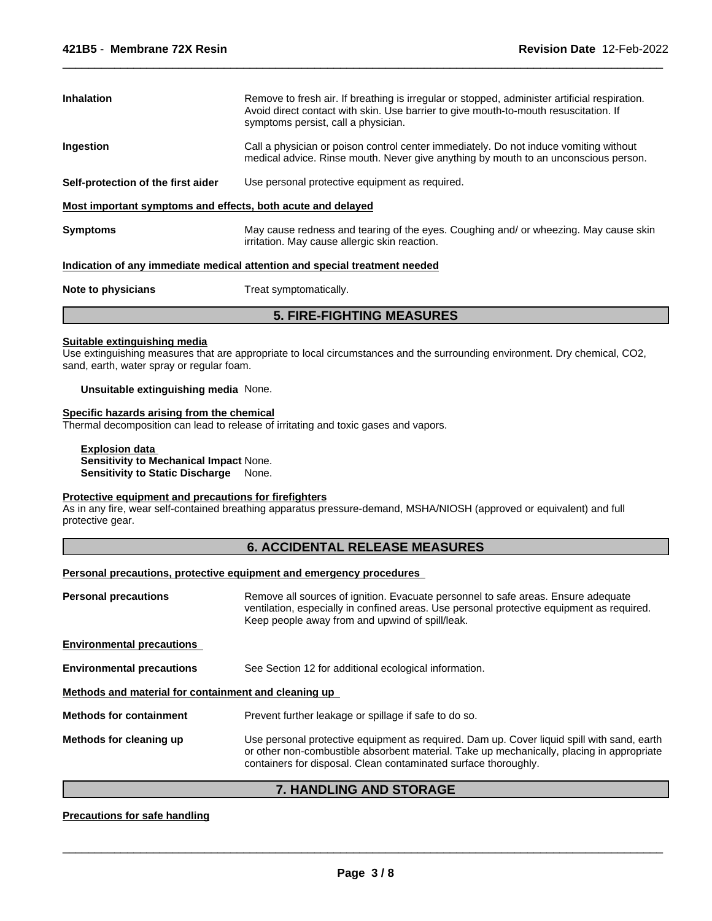**Inhalation** Remove to fresh air. If breathing is irregular or stopped, administer artificial respiration. Avoid direct contact with skin. Use barrier to give mouth-to-mouth resuscitation. If symptoms persist, call a physician.

**Ingestion** Call a physician or poison control center immediately. Do not induce vomiting without medical advice. Rinse mouth. Never give anything by mouth to an unconscious person.

**Self-protection of the first aider** Use personal protective equipment as required.

**Most important symptoms and effects, both acute and delayed**

**Symptoms** May cause redness and tearing of the eyes. Coughing and/ or wheezing. May cause skin irritation. May cause allergic skin reaction.

**Indication of any immediate medical attention and special treatment needed**

**Note to physicians** Treat symptomatically.

## 5. FIRE-FIGHTING MEASURES

**Suitable extinguishing media**

Use extinguishing measures that are appropriate to local circumstances and the surrounding environment. Dry chemical, $CO_2$, sand, earth, water spray or regular foam.

**Unsuitable extinguishing media** None.

**Specific hazards arising from the chemical**

Thermal decomposition can lead to release of irritating and toxic gases and vapors.

**Explosion data**

**Sensitivity to Mechanical Impact** None.

**Sensitivity to Static Discharge** None.

**Protective equipment and precautions for firefighters**

As in any fire, wear self-contained breathing apparatus pressure-demand, MSHA/NIOSH (approved or equivalent) and full protective gear.

## 6. ACCIDENTAL RELEASE MEASURES

**Personal precautions, protective equipment and emergency procedures**

**Personal precautions** Remove all sources of ignition. Evacuate personnel to safe areas. Ensure adequate ventilation, especially in confined areas. Use personal protective equipment as required. Keep people away from and upwind of spill/leak.

**Environmental precautions**

**Environmental precautions** See Section 12 for additional ecological information.

**Methods and material for containment and cleaning up**

**Methods for containment** Prevent further leakage or spillage if safe to do so.

**Methods for cleaning up** Use personal protective equipment as required. Dam up. Cover liquid spill with sand, earth or other non-combustible absorbent material. Take up mechanically, placing in appropriate containers for disposal. Clean contaminated surface thoroughly.

## 7. HANDLING AND STORAGE

**Precautions for safe handling**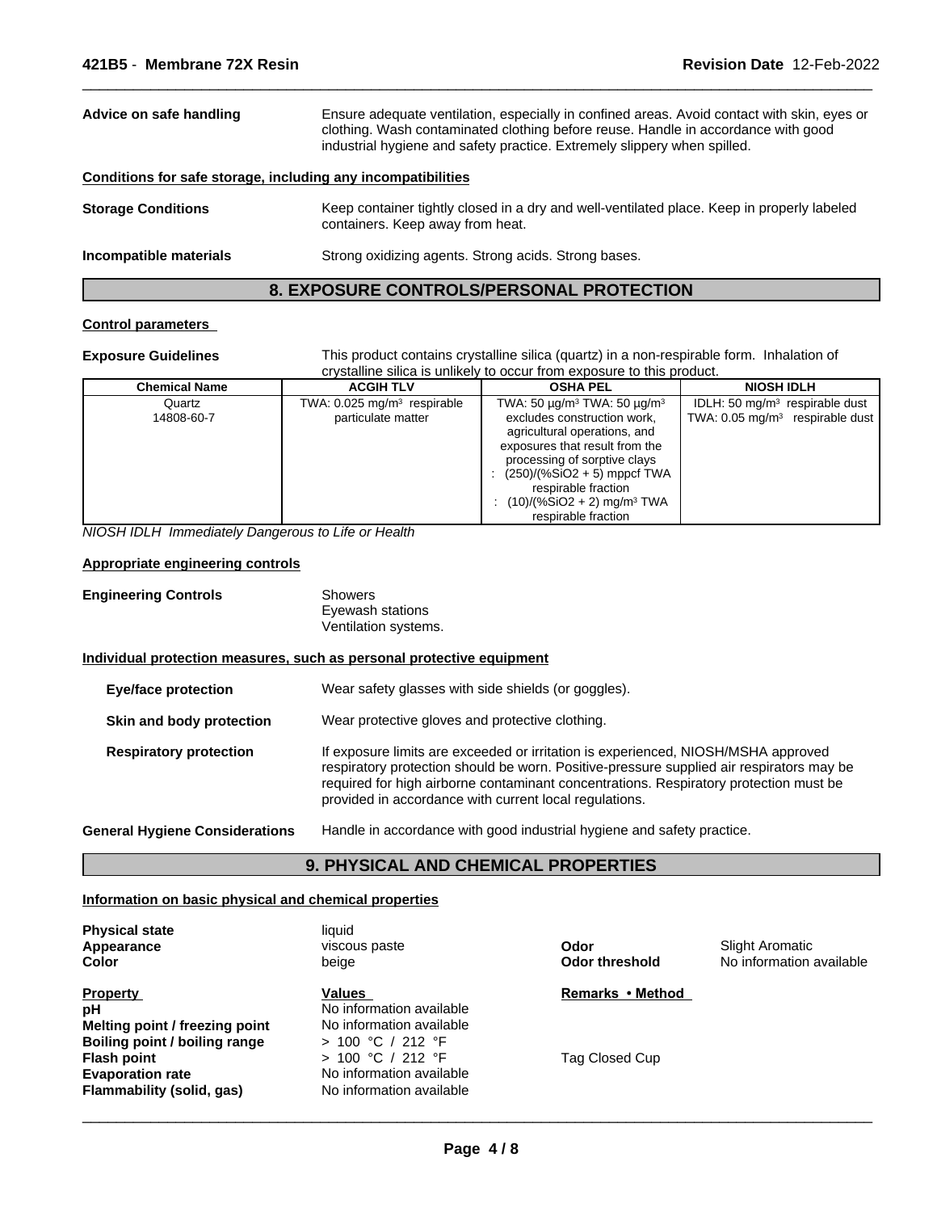**Advice on safe handling** Ensure adequate ventilation, especially in confined areas. Avoid contact with skin, eyes or clothing. Wash contaminated clothing before reuse. Handle in accordance with good industrial hygiene and safety practice. Extremely slippery when spilled.

**Conditions for safe storage, including any incompatibilities**

**Storage Conditions** Keep container tightly closed in a dry and well-ventilated place. Keep in properly labeled containers. Keep away from heat.

**Incompatible materials** Strong oxidizing agents. Strong acids. Strong bases.

## 8. EXPOSURE CONTROLS/PERSONAL PROTECTION

**Control parameters**

**Exposure Guidelines** This product contains crystalline silica (quartz) in a non-respirable form. Inhalation of crystalline silica is unlikely to occur from exposure to this product.

| Chemical Name | ACGIH TLV | OSHA PEL | NIOSH IDLH |
|---|---|---|---|
| Quartz<br>14808-60-7 | TWA: 0.025 mg/m³ respirable particulate matter | TWA: 50 µg/m³ TWA: 50 µg/m³ excludes construction work, agricultural operations, and exposures that result from the processing of sorptive clays<br>: (250)/(%SiO2 + 5) mppcf TWA respirable fraction<br>: (10)/(%SiO2 + 2) mg/m³ TWA respirable fraction | IDLH: 50 mg/m³ respirable dust<br>TWA: 0.05 mg/m³ respirable dust |

*NIOSH IDLH Immediately Dangerous to Life or Health*

**Appropriate engineering controls**

**Engineering Controls** Showers
Eyewash stations
Ventilation systems.

**Individual protection measures, such as personal protective equipment**

**Eye/face protection** Wear safety glasses with side shields (or goggles).

**Skin and body protection** Wear protective gloves and protective clothing.

**Respiratory protection** If exposure limits are exceeded or irritation is experienced, NIOSH/MSHA approved respiratory protection should be worn. Positive-pressure supplied air respirators may be required for high airborne contaminant concentrations. Respiratory protection must be provided in accordance with current local regulations.

**General Hygiene Considerations** Handle in accordance with good industrial hygiene and safety practice.

## 9. PHYSICAL AND CHEMICAL PROPERTIES

**Information on basic physical and chemical properties**

**Physical state** liquid
**Appearance** viscous paste
**Color** beige
**Odor** Slight Aromatic
**Odor threshold** No information available

| Property | Values | Remarks • Method |
|---|---|---|
| **pH** | No information available | |
| **Melting point / freezing point** | No information available | |
| **Boiling point / boiling range** | > 100 °C / 212 °F | |
| **Flash point** | > 100 °C / 212 °F | Tag Closed Cup |
| **Evaporation rate** | No information available | |
| **Flammability (solid, gas)** | No information available | |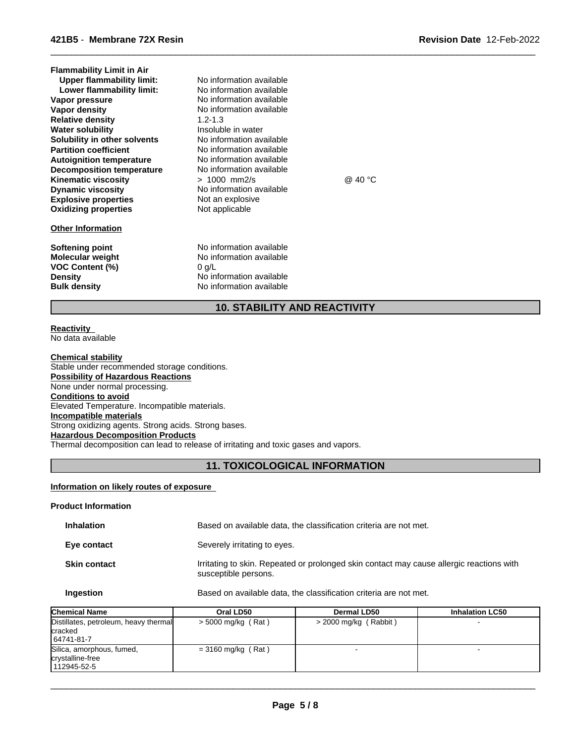**Flammability Limit in Air**

| | | |
|---|---|---|
| **Upper flammability limit:** | No information available | |
| **Lower flammability limit:** | No information available | |
| **Vapor pressure** | No information available | |
| **Vapor density** | No information available | |
| **Relative density** | 1.2-1.3 | |
| **Water solubility** | Insoluble in water | |
| **Solubility in other solvents** | No information available | |
| **Partition coefficient** | No information available | |
| **Autoignition temperature** | No information available | |
| **Decomposition temperature** | No information available | |
| **Kinematic viscosity** | > 1000 mm2/s | @ 40 °C |
| **Dynamic viscosity** | No information available | |
| **Explosive properties** | Not an explosive | |
| **Oxidizing properties** | Not applicable | |

**Other Information**

| | |
|---|---|
| **Softening point** | No information available |
| **Molecular weight** | No information available |
| **VOC Content (%)** | 0 g/L |
| **Density** | No information available |
| **Bulk density** | No information available |

## 10. STABILITY AND REACTIVITY

**Reactivity**
No data available

**Chemical stability**
Stable under recommended storage conditions.

**Possibility of Hazardous Reactions**
None under normal processing.

**Conditions to avoid**
Elevated Temperature. Incompatible materials.

**Incompatible materials**
Strong oxidizing agents. Strong acids. Strong bases.

**Hazardous Decomposition Products**
Thermal decomposition can lead to release of irritating and toxic gases and vapors.

## 11. TOXICOLOGICAL INFORMATION

**Information on likely routes of exposure**

**Product Information**

| | |
|---|---|
| **Inhalation** | Based on available data, the classification criteria are not met. |
| **Eye contact** | Severely irritating to eyes. |
| **Skin contact** | Irritating to skin. Repeated or prolonged skin contact may cause allergic reactions with susceptible persons. |
| **Ingestion** | Based on available data, the classification criteria are not met. |

| Chemical Name | Oral LD50 | Dermal LD50 | Inhalation LC50 |
|---|---|---|---|
| Distillates, petroleum, heavy thermal cracked 64741-81-7 | > 5000 mg/kg ( Rat ) | > 2000 mg/kg ( Rabbit ) | - |
| Silica, amorphous, fumed, crystalline-free 112945-52-5 | = 3160 mg/kg ( Rat ) | - | - |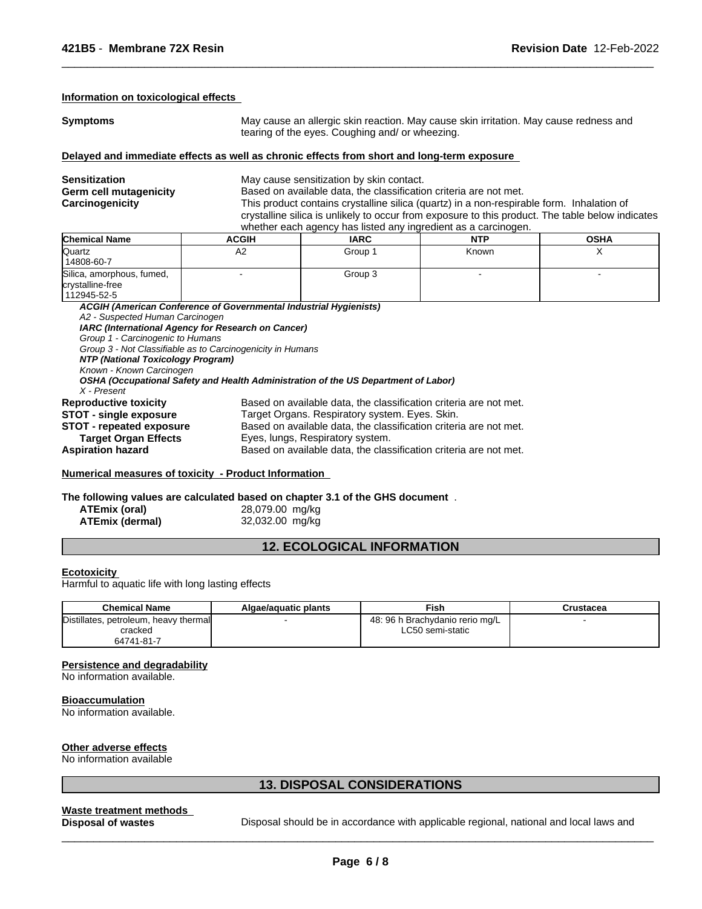### Information on toxicological effects

**Symptoms** May cause an allergic skin reaction. May cause skin irritation. May cause redness and tearing of the eyes. Coughing and/ or wheezing.

### Delayed and immediate effects as well as chronic effects from short and long-term exposure

**Sensitization** May cause sensitization by skin contact.

**Germ cell mutagenicity** Based on available data, the classification criteria are not met.

**Carcinogenicity** This product contains crystalline silica (quartz) in a non-respirable form. Inhalation of crystalline silica is unlikely to occur from exposure to this product. The table below indicates whether each agency has listed any ingredient as a carcinogen.

| Chemical Name | ACGIH | IARC | NTP | OSHA |
|---|---|---|---|---|
| Quartz<br>14808-60-7 | A2 | Group 1 | Known | X |
| Silica, amorphous, fumed, crystalline-free<br>112945-52-5 | - | Group 3 | - | - |

***ACGIH (American Conference of Governmental Industrial Hygienists)***
*A2 - Suspected Human Carcinogen*
***IARC (International Agency for Research on Cancer)***
*Group 1 - Carcinogenic to Humans*
*Group 3 - Not Classifiable as to Carcinogenicity in Humans*
***NTP (National Toxicology Program)***
*Known - Known Carcinogen*
***OSHA (Occupational Safety and Health Administration of the US Department of Labor)***
*X - Present*

**Reproductive toxicity** Based on available data, the classification criteria are not met.

**STOT - single exposure** Target Organs. Respiratory system. Eyes. Skin.

**STOT - repeated exposure** Based on available data, the classification criteria are not met.

**Target Organ Effects** Eyes, lungs, Respiratory system.

**Aspiration hazard** Based on available data, the classification criteria are not met.

### Numerical measures of toxicity - Product Information

**The following values are calculated based on chapter 3.1 of the GHS document** .

**ATEmix (oral)** 28,079.00 mg/kg
**ATEmix (dermal)** 32,032.00 mg/kg

## 12. ECOLOGICAL INFORMATION

### Ecotoxicity

Harmful to aquatic life with long lasting effects

| Chemical Name | Algae/aquatic plants | Fish | Crustacea |
|---|---|---|---|
| Distillates, petroleum, heavy thermal cracked<br>64741-81-7 | - | 48: 96 h Brachydanio rerio mg/L LC50 semi-static | - |

### Persistence and degradability

No information available.

### Bioaccumulation

No information available.

### Other adverse effects

No information available

## 13. DISPOSAL CONSIDERATIONS

### Waste treatment methods

**Disposal of wastes** Disposal should be in accordance with applicable regional, national and local laws and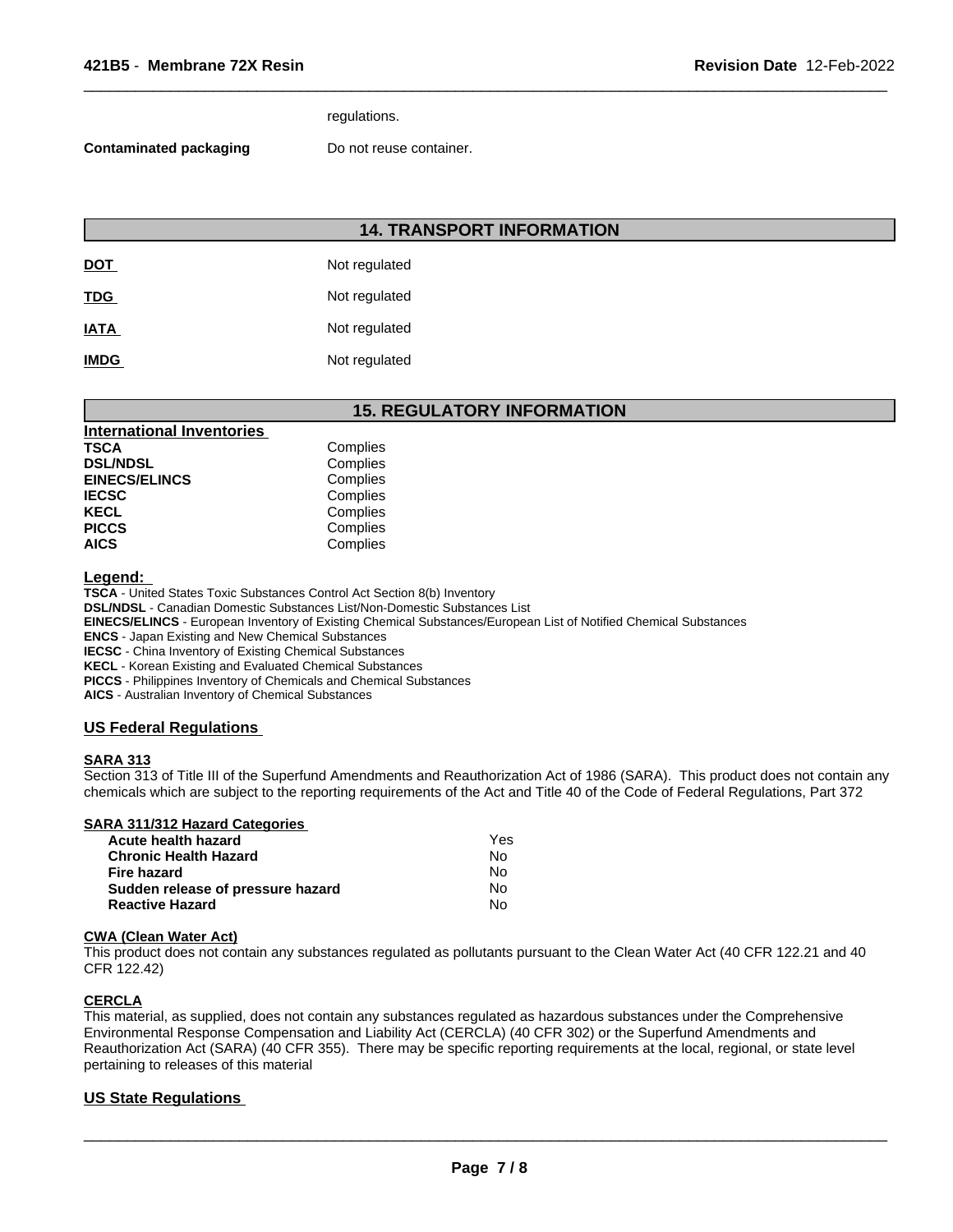regulations.

**Contaminated packaging** Do not reuse container.

## 14. TRANSPORT INFORMATION

| | |
|---|---|
| **DOT** | Not regulated |
| **TDG** | Not regulated |
| **IATA** | Not regulated |
| **IMDG** | Not regulated |

## 15. REGULATORY INFORMATION

**International Inventories**

| | |
|---|---|
| **TSCA** | Complies |
| **DSL/NDSL** | Complies |
| **EINECS/ELINCS** | Complies |
| **IECSC** | Complies |
| **KECL** | Complies |
| **PICCS** | Complies |
| **AICS** | Complies |

**Legend:**

**TSCA** - United States Toxic Substances Control Act Section 8(b) Inventory
**DSL/NDSL** - Canadian Domestic Substances List/Non-Domestic Substances List
**EINECS/ELINCS** - European Inventory of Existing Chemical Substances/European List of Notified Chemical Substances
**ENCS** - Japan Existing and New Chemical Substances
**IECSC** - China Inventory of Existing Chemical Substances
**KECL** - Korean Existing and Evaluated Chemical Substances
**PICCS** - Philippines Inventory of Chemicals and Chemical Substances
**AICS** - Australian Inventory of Chemical Substances

### US Federal Regulations

**SARA 313**

Section 313 of Title III of the Superfund Amendments and Reauthorization Act of 1986 (SARA). This product does not contain any chemicals which are subject to the reporting requirements of the Act and Title 40 of the Code of Federal Regulations, Part 372

**SARA 311/312 Hazard Categories**

| | |
|---|---|
| **Acute health hazard** | Yes |
| **Chronic Health Hazard** | No |
| **Fire hazard** | No |
| **Sudden release of pressure hazard** | No |
| **Reactive Hazard** | No |

**CWA (Clean Water Act)**

This product does not contain any substances regulated as pollutants pursuant to the Clean Water Act (40 CFR 122.21 and 40 CFR 122.42)

**CERCLA**

This material, as supplied, does not contain any substances regulated as hazardous substances under the Comprehensive Environmental Response Compensation and Liability Act (CERCLA) (40 CFR 302) or the Superfund Amendments and Reauthorization Act (SARA) (40 CFR 355). There may be specific reporting requirements at the local, regional, or state level pertaining to releases of this material

### US State Regulations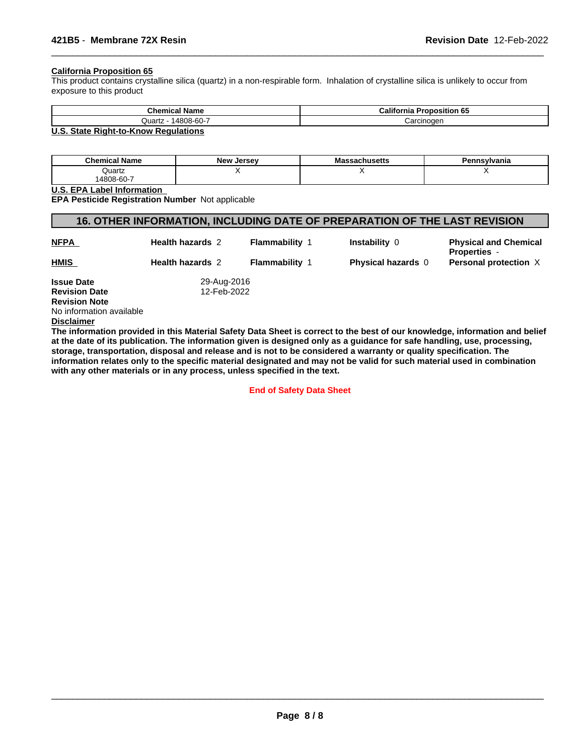**California Proposition 65**

This product contains crystalline silica (quartz) in a non-respirable form. Inhalation of crystalline silica is unlikely to occur from exposure to this product

| Chemical Name | California Proposition 65 |
| --- | --- |
| Quartz - 14808-60-7 | Carcinogen |

**U.S. State Right-to-Know Regulations**

| Chemical Name | New Jersey | Massachusetts | Pennsylvania |
| --- | --- | --- | --- |
| Quartz<br>14808-60-7 | X | X | X |

**U.S. EPA Label Information**

**EPA Pesticide Registration Number** Not applicable

## 16. OTHER INFORMATION, INCLUDING DATE OF PREPARATION OF THE LAST REVISION

| | | | | |
| --- | --- | --- | --- | --- |
| **NFPA** | **Health hazards** 2 | **Flammability** 1 | **Instability** 0 | **Physical and Chemical Properties** - |
| **HMIS** | **Health hazards** 2 | **Flammability** 1 | **Physical hazards** 0 | **Personal protection** X |

**Issue Date** 29-Aug-2016

**Revision Date** 12-Feb-2022

**Revision Note**

No information available

**Disclaimer**

**The information provided in this Material Safety Data Sheet is correct to the best of our knowledge, information and belief at the date of its publication. The information given is designed only as a guidance for safe handling, use, processing, storage, transportation, disposal and release and is not to be considered a warranty or quality specification. The information relates only to the specific material designated and may not be valid for such material used in combination with any other materials or in any process, unless specified in the text.**

**End of Safety Data Sheet**